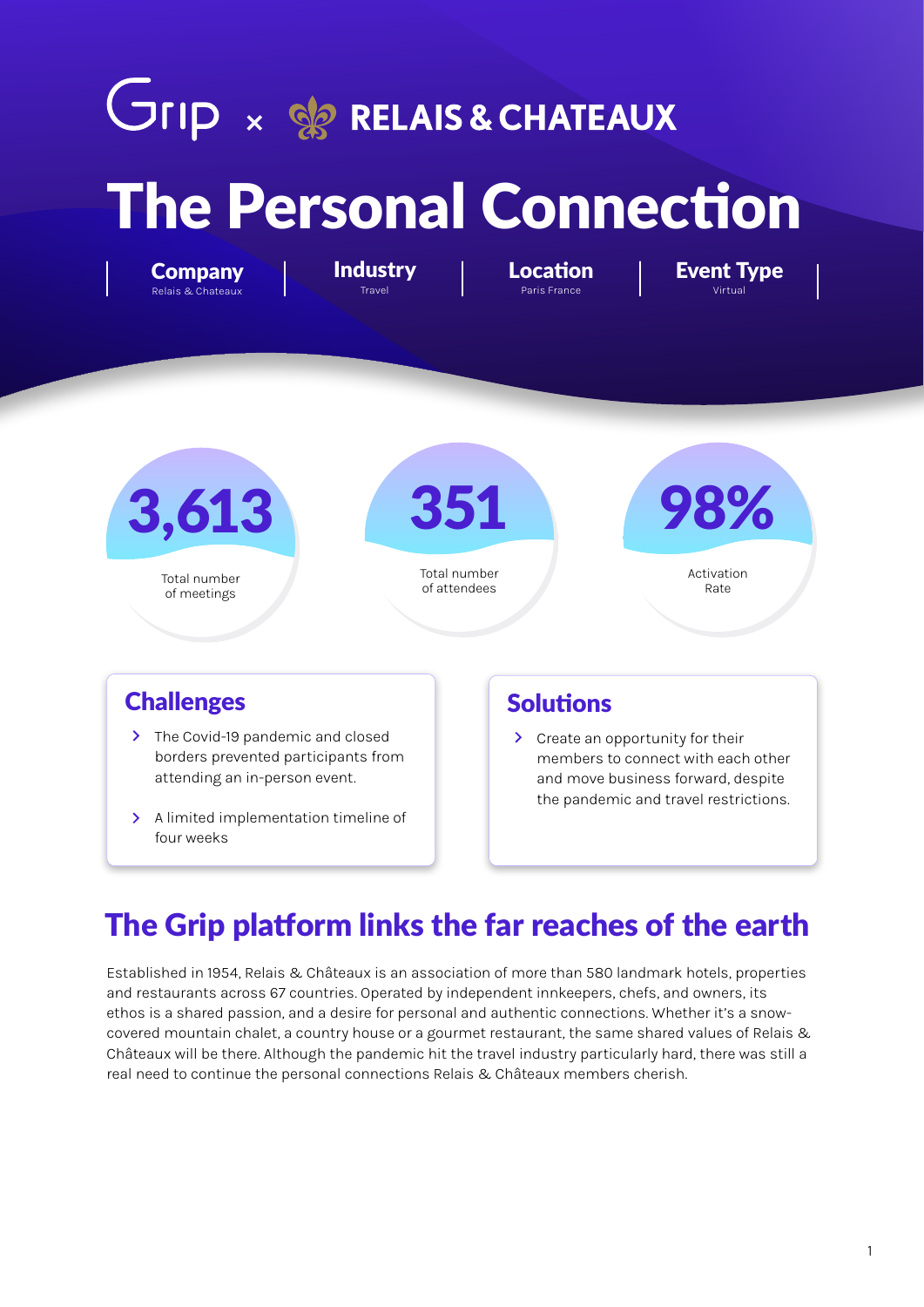Grip × RELAIS & CHATEAUX

# The Personal Connection

| Company | Industry | Location | Event Type |
| --- | --- | --- | --- |
| Relais & Chateaux | Travel | Paris France | Virtual |

**3,613**
Total number of meetings

**351**
Total number of attendees

**98%**
Activation Rate

## Challenges

- The Covid-19 pandemic and closed borders prevented participants from attending an in-person event.
- A limited implementation timeline of four weeks

## Solutions

- Create an opportunity for their members to connect with each other and move business forward, despite the pandemic and travel restrictions.

## The Grip platform links the far reaches of the earth

Established in 1954, Relais & Châteaux is an association of more than 580 landmark hotels, properties and restaurants across 67 countries. Operated by independent innkeepers, chefs, and owners, its ethos is a shared passion, and a desire for personal and authentic connections. Whether it's a snow-covered mountain chalet, a country house or a gourmet restaurant, the same shared values of Relais & Châteaux will be there. Although the pandemic hit the travel industry particularly hard, there was still a real need to continue the personal connections Relais & Châteaux members cherish.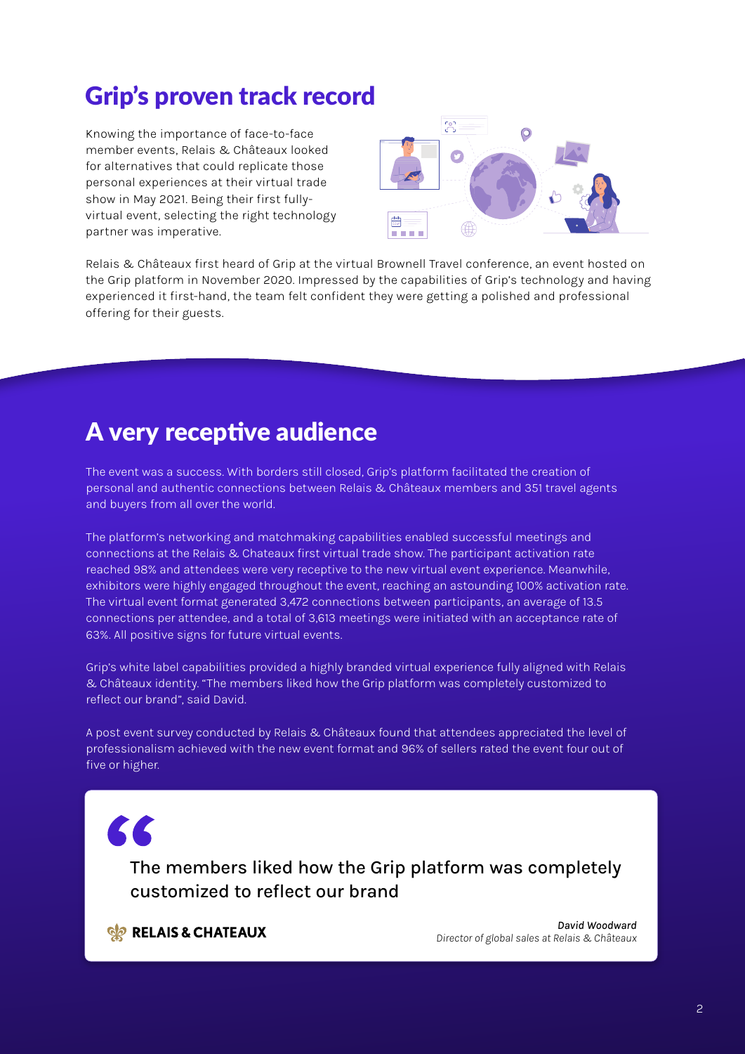## Grip's proven track record

Knowing the importance of face-to-face member events, Relais & Châteaux looked for alternatives that could replicate those personal experiences at their virtual trade show in May 2021. Being their first fully-virtual event, selecting the right technology partner was imperative.

Relais & Châteaux first heard of Grip at the virtual Brownell Travel conference, an event hosted on the Grip platform in November 2020. Impressed by the capabilities of Grip's technology and having experienced it first-hand, the team felt confident they were getting a polished and professional offering for their guests.

## A very receptive audience

The event was a success. With borders still closed, Grip's platform facilitated the creation of personal and authentic connections between Relais & Châteaux members and 351 travel agents and buyers from all over the world.

The platform's networking and matchmaking capabilities enabled successful meetings and connections at the Relais & Chateaux first virtual trade show. The participant activation rate reached 98% and attendees were very receptive to the new virtual event experience. Meanwhile, exhibitors were highly engaged throughout the event, reaching an astounding 100% activation rate. The virtual event format generated 3,472 connections between participants, an average of 13.5 connections per attendee, and a total of 3,613 meetings were initiated with an acceptance rate of 63%. All positive signs for future virtual events.

Grip's white label capabilities provided a highly branded virtual experience fully aligned with Relais & Châteaux identity. "The members liked how the Grip platform was completely customized to reflect our brand", said David.

A post event survey conducted by Relais & Châteaux found that attendees appreciated the level of professionalism achieved with the new event format and 96% of sellers rated the event four out of five or higher.

> The members liked how the Grip platform was completely customized to reflect our brand
>
> **RELAIS & CHATEAUX**
>
> ***David Woodward***
> *Director of global sales at Relais & Châteaux*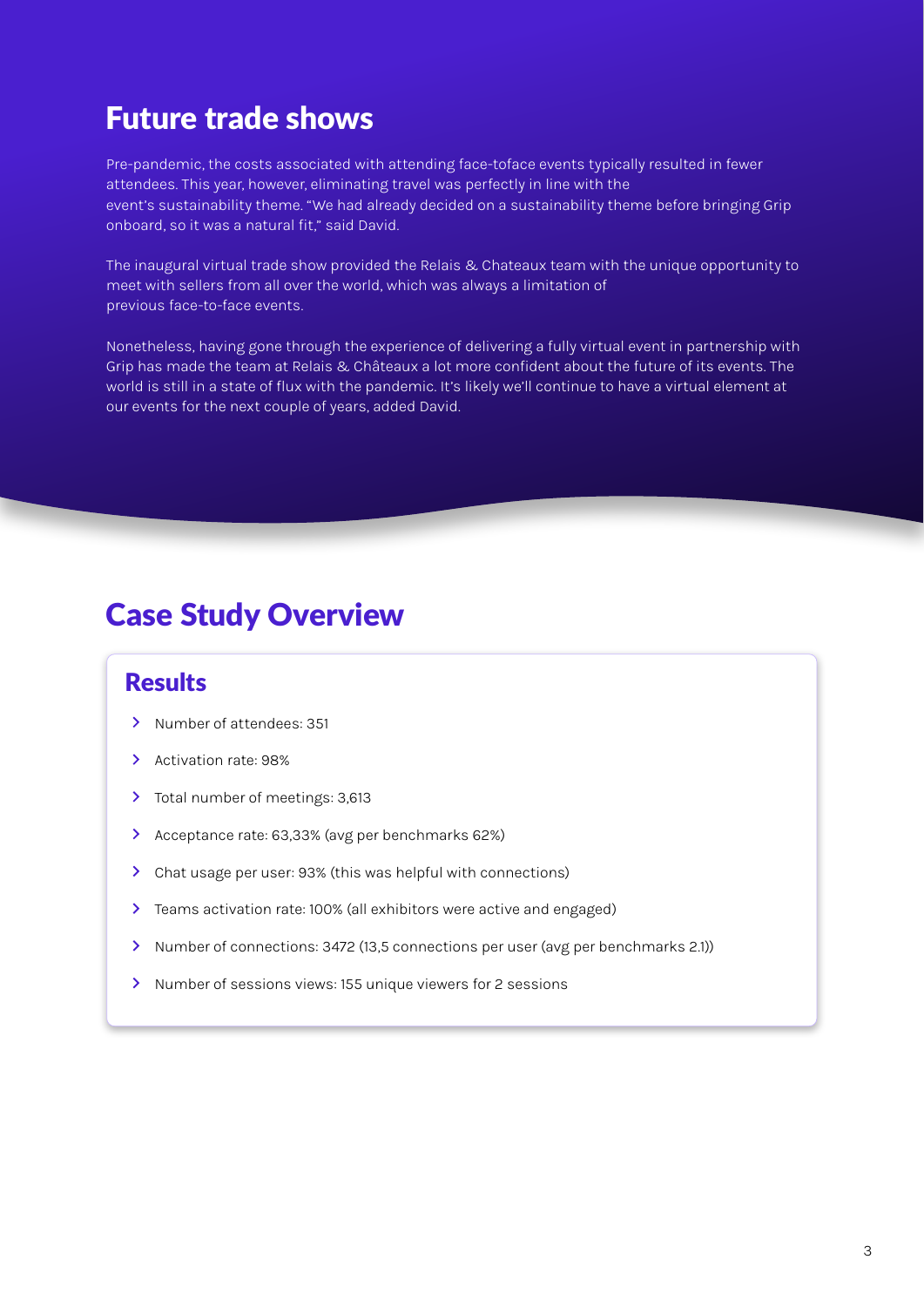# Future trade shows

Pre-pandemic, the costs associated with attending face-toface events typically resulted in fewer attendees. This year, however, eliminating travel was perfectly in line with the event's sustainability theme. "We had already decided on a sustainability theme before bringing Grip onboard, so it was a natural fit," said David.

The inaugural virtual trade show provided the Relais & Chateaux team with the unique opportunity to meet with sellers from all over the world, which was always a limitation of previous face-to-face events.

Nonetheless, having gone through the experience of delivering a fully virtual event in partnership with Grip has made the team at Relais & Châteaux a lot more confident about the future of its events. The world is still in a state of flux with the pandemic. It's likely we'll continue to have a virtual element at our events for the next couple of years, added David.

# Case Study Overview

## Results

- Number of attendees: 351
- Activation rate: 98%
- Total number of meetings: 3,613
- Acceptance rate: 63,33% (avg per benchmarks 62%)
- Chat usage per user: 93% (this was helpful with connections)
- Teams activation rate: 100% (all exhibitors were active and engaged)
- Number of connections: 3472 (13,5 connections per user (avg per benchmarks 2.1))
- Number of sessions views: 155 unique viewers for 2 sessions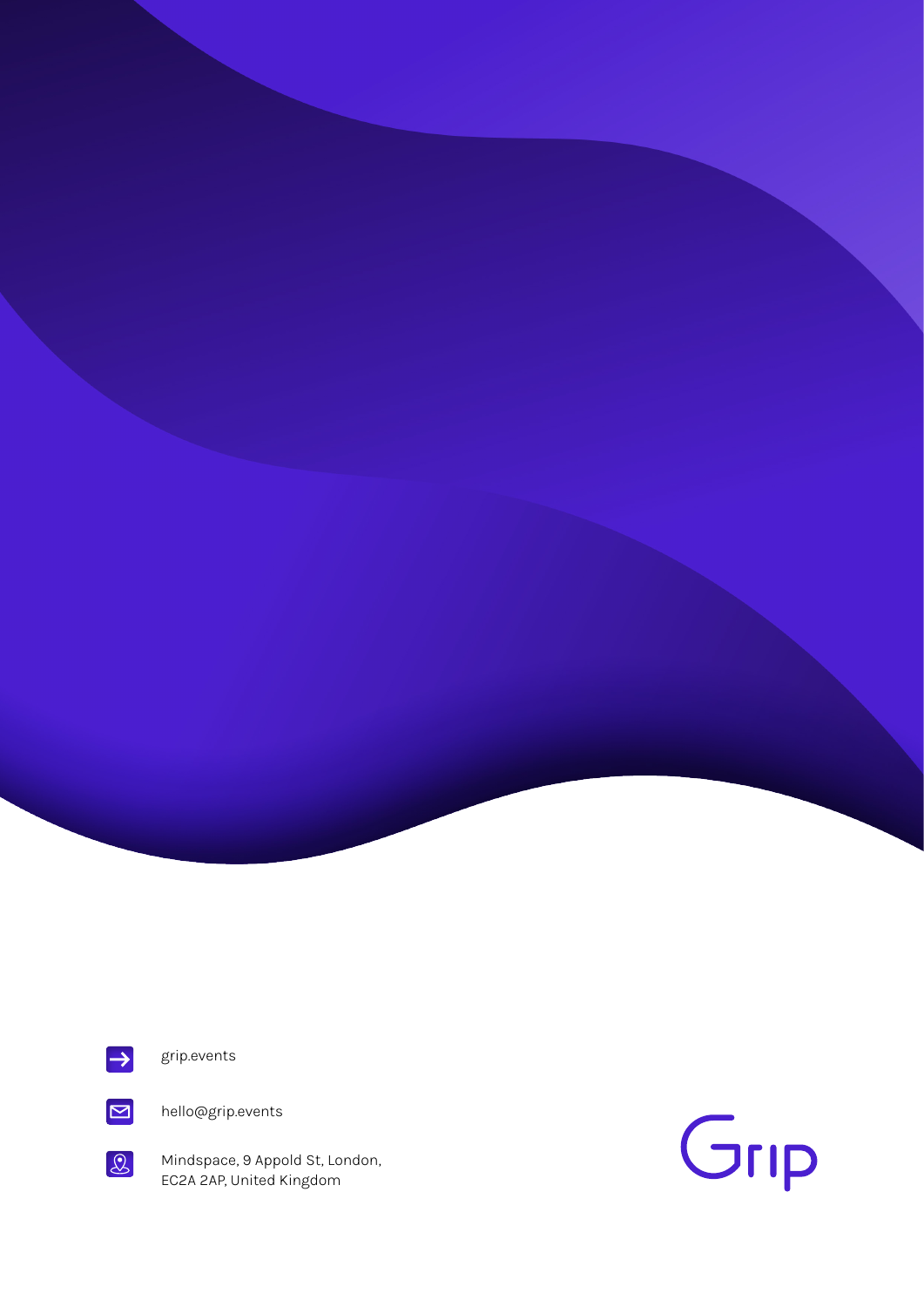grip.events

hello@grip.events

Mindspace, 9 Appold St, London,
EC2A 2AP, United Kingdom

Grip